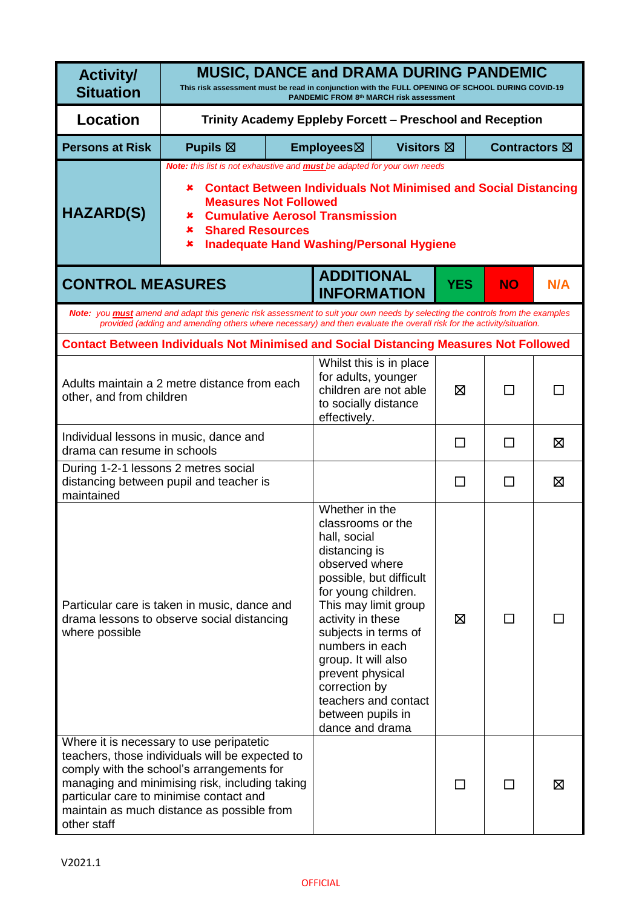| Activity/ Situation | **MUSIC, DANCE and DRAMA DURING PANDEMIC** This risk assessment must be read in conjunction with the FULL OPENING OF SCHOOL DURING COVID-19 PANDEMIC FROM 8th MARCH risk assessment | | | | |
|---|---|---|---|---|---|
| **Location** | **Trinity Academy Eppleby Forcett – Preschool and Reception** | | | | |
| **Persons at Risk** | **Pupils ☒** | **Employees☒** | **Visitors ☒** | **Contractors ☒** | |
| **HAZARD(S)** | *Note: this list is not exhaustive and **must** be adapted for your own needs*<br>✘ **Contact Between Individuals Not Minimised and Social Distancing Measures Not Followed**<br>✘ **Cumulative Aerosol Transmission**<br>✘ **Shared Resources**<br>✘ **Inadequate Hand Washing/Personal Hygiene** | | | | |

| CONTROL MEASURES | ADDITIONAL INFORMATION | YES | NO | N/A |
|---|---|---|---|---|
| *Note: you **must** amend and adapt this generic risk assessment to suit your own needs by selecting the controls from the examples provided (adding and amending others where necessary) and then evaluate the overall risk for the activity/situation.* | | | | |
| **Contact Between Individuals Not Minimised and Social Distancing Measures Not Followed** | | | | |
| Adults maintain a 2 metre distance from each other, and from children | Whilst this is in place for adults, younger children are not able to socially distance effectively. | ☒ | ☐ | ☐ |
| Individual lessons in music, dance and drama can resume in schools | | ☐ | ☐ | ☒ |
| During 1-2-1 lessons 2 metres social distancing between pupil and teacher is maintained | | ☐ | ☐ | ☒ |
| Particular care is taken in music, dance and drama lessons to observe social distancing where possible | Whether in the classrooms or the hall, social distancing is observed where possible, but difficult for young children. This may limit group activity in these subjects in terms of numbers in each group. It will also prevent physical correction by teachers and contact between pupils in dance and drama | ☒ | ☐ | ☐ |
| Where it is necessary to use peripatetic teachers, those individuals will be expected to comply with the school's arrangements for managing and minimising risk, including taking particular care to minimise contact and maintain as much distance as possible from other staff | | ☐ | ☐ | ☒ |

V2021.1

OFFICIAL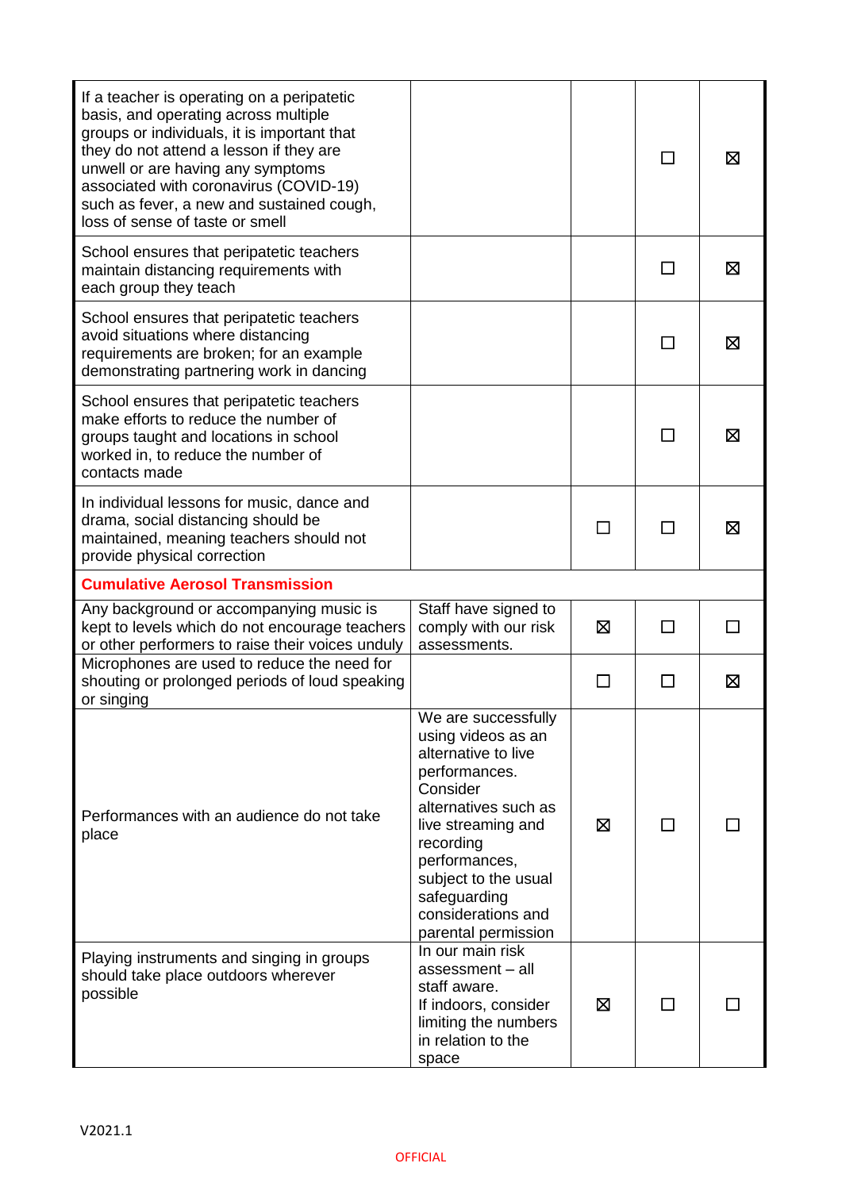| | | | | |
|---|---|---|---|---|
| If a teacher is operating on a peripatetic basis, and operating across multiple groups or individuals, it is important that they do not attend a lesson if they are unwell or are having any symptoms associated with coronavirus (COVID-19) such as fever, a new and sustained cough, loss of sense of taste or smell | | | ☐ | ☒ |
| School ensures that peripatetic teachers maintain distancing requirements with each group they teach | | | ☐ | ☒ |
| School ensures that peripatetic teachers avoid situations where distancing requirements are broken; for an example demonstrating partnering work in dancing | | | ☐ | ☒ |
| School ensures that peripatetic teachers make efforts to reduce the number of groups taught and locations in school worked in, to reduce the number of contacts made | | | ☐ | ☒ |
| In individual lessons for music, dance and drama, social distancing should be maintained, meaning teachers should not provide physical correction | | ☐ | ☐ | ☒ |
| **Cumulative Aerosol Transmission** | | | | |
| Any background or accompanying music is kept to levels which do not encourage teachers or other performers to raise their voices unduly | Staff have signed to comply with our risk assessments. | ☒ | ☐ | ☐ |
| Microphones are used to reduce the need for shouting or prolonged periods of loud speaking or singing | | ☐ | ☐ | ☒ |
| Performances with an audience do not take place | We are successfully using videos as an alternative to live performances. Consider alternatives such as live streaming and recording performances, subject to the usual safeguarding considerations and parental permission | ☒ | ☐ | ☐ |
| Playing instruments and singing in groups should take place outdoors wherever possible | In our main risk assessment – all staff aware. If indoors, consider limiting the numbers in relation to the space | ☒ | ☐ | ☐ |

V2021.1

OFFICIAL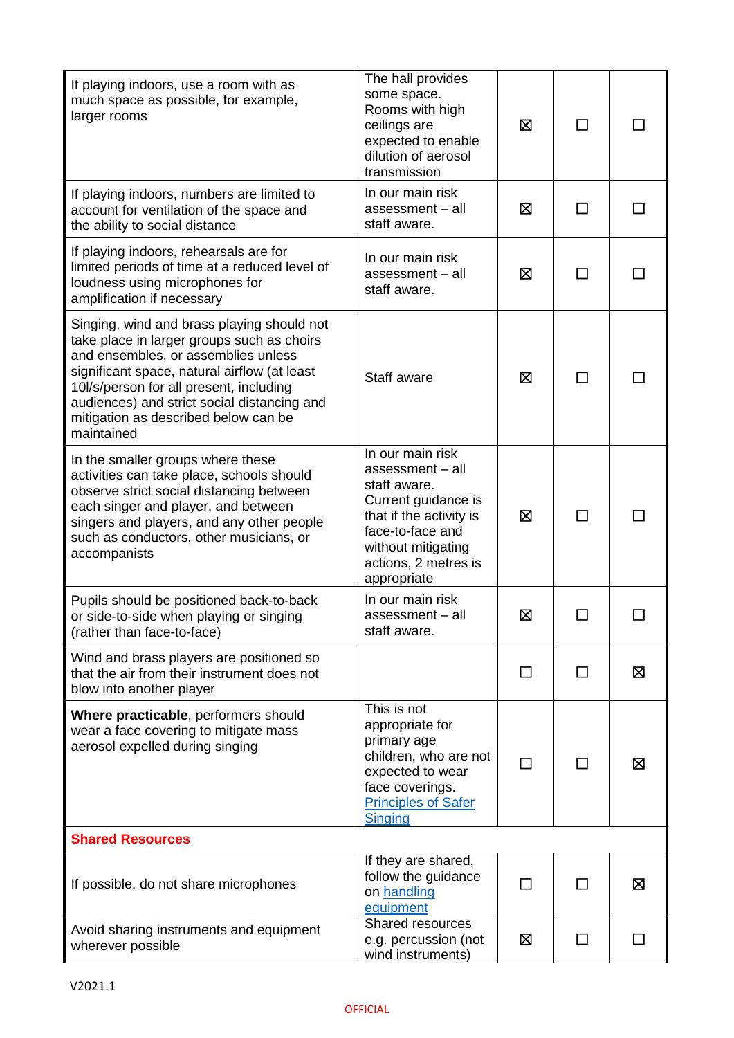| | | | | |
|---|---|---|---|---|
| If playing indoors, use a room with as much space as possible, for example, larger rooms | The hall provides some space. Rooms with high ceilings are expected to enable dilution of aerosol transmission | ☒ | ☐ | ☐ |
| If playing indoors, numbers are limited to account for ventilation of the space and the ability to social distance | In our main risk assessment – all staff aware. | ☒ | ☐ | ☐ |
| If playing indoors, rehearsals are for limited periods of time at a reduced level of loudness using microphones for amplification if necessary | In our main risk assessment – all staff aware. | ☒ | ☐ | ☐ |
| Singing, wind and brass playing should not take place in larger groups such as choirs and ensembles, or assemblies unless significant space, natural airflow (at least 10l/s/person for all present, including audiences) and strict social distancing and mitigation as described below can be maintained | Staff aware | ☒ | ☐ | ☐ |
| In the smaller groups where these activities can take place, schools should observe strict social distancing between each singer and player, and between singers and players, and any other people such as conductors, other musicians, or accompanists | In our main risk assessment – all staff aware. Current guidance is that if the activity is face-to-face and without mitigating actions, 2 metres is appropriate | ☒ | ☐ | ☐ |
| Pupils should be positioned back-to-back or side-to-side when playing or singing (rather than face-to-face) | In our main risk assessment – all staff aware. | ☒ | ☐ | ☐ |
| Wind and brass players are positioned so that the air from their instrument does not blow into another player | | ☐ | ☐ | ☒ |
| **Where practicable**, performers should wear a face covering to mitigate mass aerosol expelled during singing | This is not appropriate for primary age children, who are not expected to wear face coverings. [Principles of Safer Singing] | ☐ | ☐ | ☒ |
| **Shared Resources** | | | | |
| If possible, do not share microphones | If they are shared, follow the guidance on [handling equipment] | ☐ | ☐ | ☒ |
| Avoid sharing instruments and equipment wherever possible | Shared resources e.g. percussion (not wind instruments) | ☒ | ☐ | ☐ |

V2021.1

OFFICIAL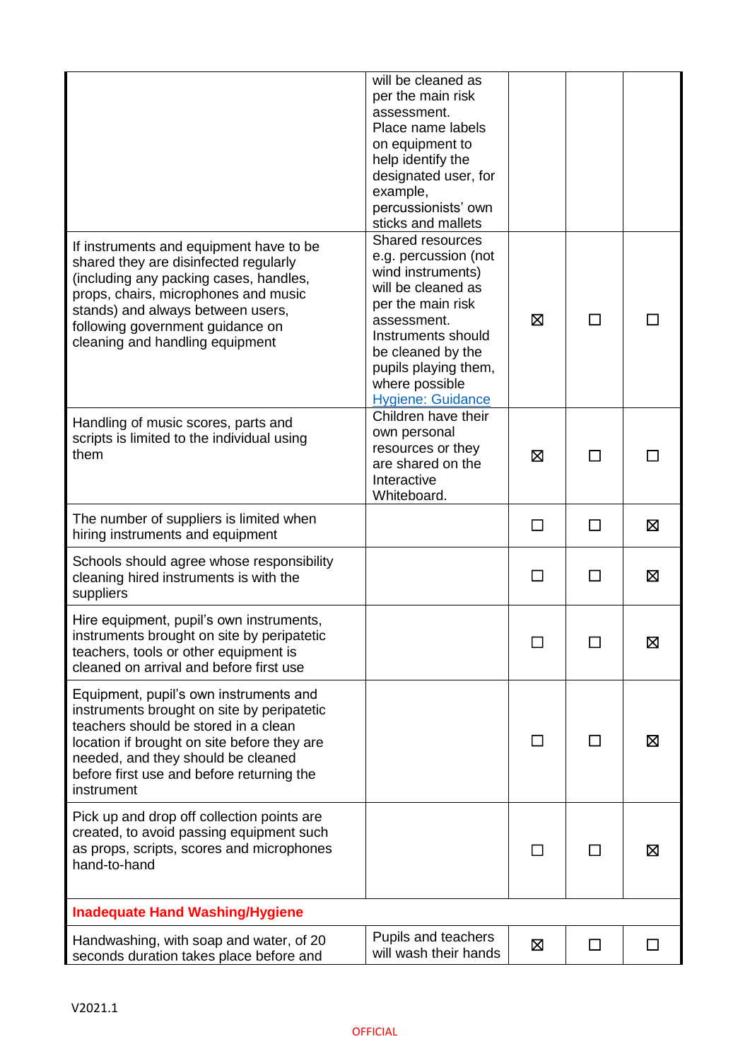| | | | | |
|---|---|---|---|---|
| | will be cleaned as per the main risk assessment. Place name labels on equipment to help identify the designated user, for example, percussionists' own sticks and mallets | | | |
| If instruments and equipment have to be shared they are disinfected regularly (including any packing cases, handles, props, chairs, microphones and music stands) and always between users, following government guidance on cleaning and handling equipment | Shared resources e.g. percussion (not wind instruments) will be cleaned as per the main risk assessment. Instruments should be cleaned by the pupils playing them, where possible [Hygiene: Guidance](#) | ☒ | ☐ | ☐ |
| Handling of music scores, parts and scripts is limited to the individual using them | Children have their own personal resources or they are shared on the Interactive Whiteboard. | ☒ | ☐ | ☐ |
| The number of suppliers is limited when hiring instruments and equipment | | ☐ | ☐ | ☒ |
| Schools should agree whose responsibility cleaning hired instruments is with the suppliers | | ☐ | ☐ | ☒ |
| Hire equipment, pupil's own instruments, instruments brought on site by peripatetic teachers, tools or other equipment is cleaned on arrival and before first use | | ☐ | ☐ | ☒ |
| Equipment, pupil's own instruments and instruments brought on site by peripatetic teachers should be stored in a clean location if brought on site before they are needed, and they should be cleaned before first use and before returning the instrument | | ☐ | ☐ | ☒ |
| Pick up and drop off collection points are created, to avoid passing equipment such as props, scripts, scores and microphones hand-to-hand | | ☐ | ☐ | ☒ |
| **Inadequate Hand Washing/Hygiene** | | | | |
| Handwashing, with soap and water, of 20 seconds duration takes place before and | Pupils and teachers will wash their hands | ☒ | ☐ | ☐ |

V2021.1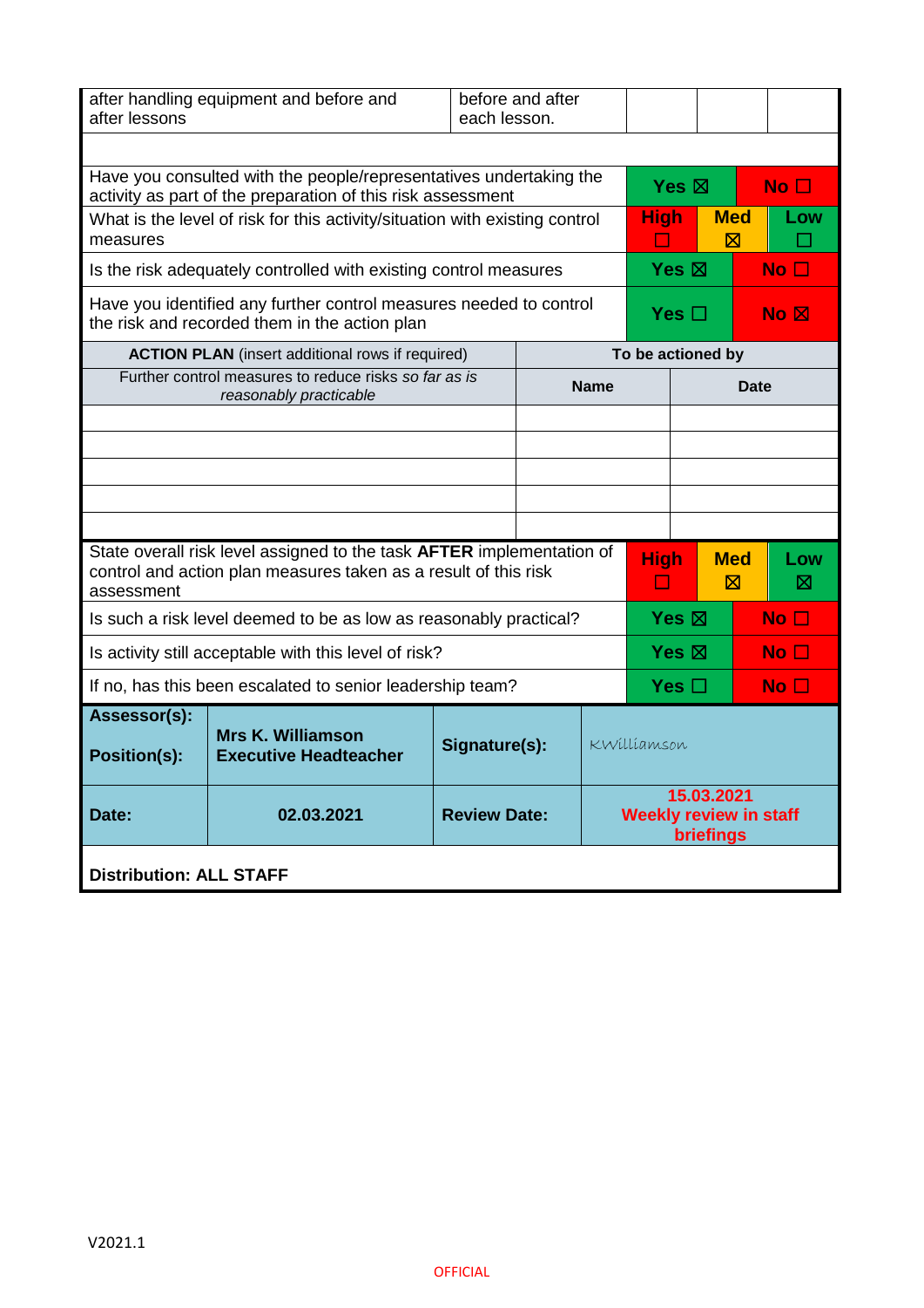| after handling equipment and before and after lessons | before and after each lesson. | | | |
|---|---|---|---|---|

| | | | |
|---|---|---|---|
| Have you consulted with the people/representatives undertaking the activity as part of the preparation of this risk assessment | Yes ☒ | | No ☐ |
| What is the level of risk for this activity/situation with existing control measures | High ☐ | Med ☒ | Low ☐ |
| Is the risk adequately controlled with existing control measures | Yes ☒ | | No ☐ |
| Have you identified any further control measures needed to control the risk and recorded them in the action plan | Yes ☐ | | No ☒ |

| **ACTION PLAN** (insert additional rows if required) | To be actioned by | |
|---|---|---|
| Further control measures to reduce risks *so far as is reasonably practicable* | **Name** | **Date** |
| | | |
| | | |
| | | |
| | | |
| | | |

| | | | |
|---|---|---|---|
| State overall risk level assigned to the task **AFTER** implementation of control and action plan measures taken as a result of this risk assessment | High ☐ | Med ☒ | Low ☒ |
| Is such a risk level deemed to be as low as reasonably practical? | Yes ☒ | | No ☐ |
| Is activity still acceptable with this level of risk? | Yes ☒ | | No ☐ |
| If no, has this been escalated to senior leadership team? | Yes ☐ | | No ☐ |

| | | | |
|---|---|---|---|
| **Assessor(s):** **Position(s):** | **Mrs K. Williamson** **Executive Headteacher** | **Signature(s):** | KWilliamson |
| **Date:** | **02.03.2021** | **Review Date:** | **15.03.2021 Weekly review in staff briefings** |

**Distribution: ALL STAFF**

V2021.1

OFFICIAL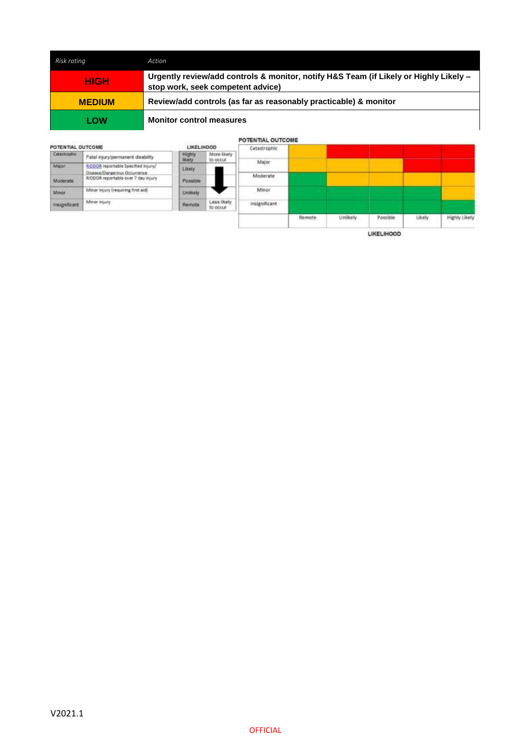| *Risk rating* | *Action* |
|---|---|
| **HIGH** | **Urgently review/add controls & monitor, notify H&S Team (if Likely or Highly Likely – stop work, seek competent advice)** |
| **MEDIUM** | **Review/add controls (as far as reasonably practicable) & monitor** |
| **LOW** | **Monitor control measures** |

**POTENTIAL OUTCOME**

| | |
|---|---|
| Catastrophic | Fatal injury/permanent disability |
| Major | RIDDOR reportable Specified Injury/ Disease/Dangerous Occurrence |
| Moderate | RIDDOR reportable over 7 day injury |
| Minor | Minor injury (requiring first aid) |
| Insignificant | Minor injury |

**LIKELIHOOD**

| | |
|---|---|
| Highly likely | More likely to occur |
| Likely | |
| Possible | |
| Unlikely | |
| Remote | Less likely to occur |

**POTENTIAL OUTCOME**

Catastrophic

Major

Moderate

Minor

Insignificant

Remote

Unlikely

Possible

Likely

Highly Likely

**LIKELIHOOD**

V2021.1

OFFICIAL